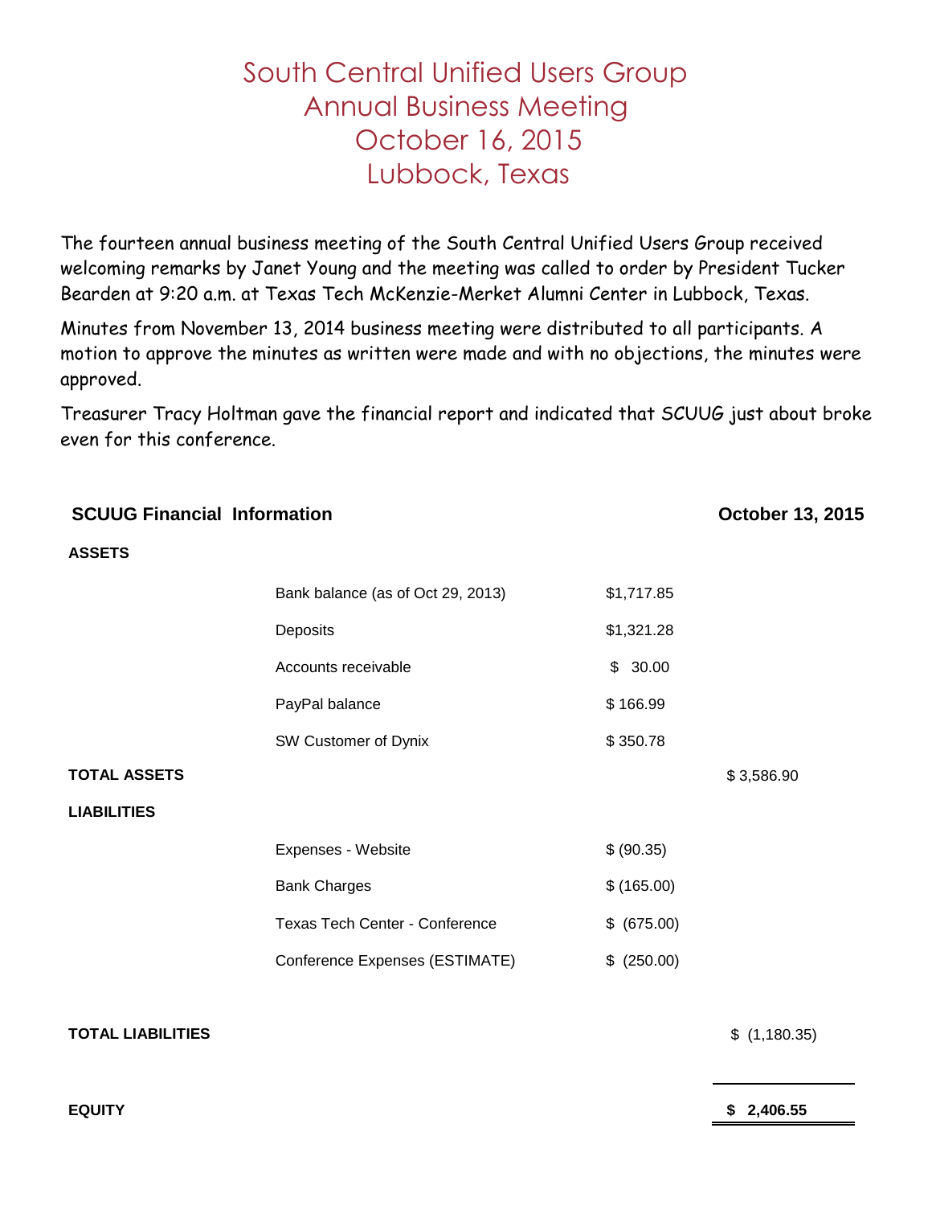# South Central Unified Users Group
# Annual Business Meeting
# October 16, 2015
# Lubbock, Texas

The fourteen annual business meeting of the South Central Unified Users Group received welcoming remarks by Janet Young and the meeting was called to order by President Tucker Bearden at 9:20 a.m. at Texas Tech McKenzie-Merket Alumni Center in Lubbock, Texas.

Minutes from November 13, 2014 business meeting were distributed to all participants. A motion to approve the minutes as written were made and with no objections, the minutes were approved.

Treasurer Tracy Holtman gave the financial report and indicated that SCUUG just about broke even for this conference.

| **SCUUG Financial Information** | | | **October 13, 2015** |
|---|---|---|---|
| **ASSETS** | | | |
| | Bank balance (as of Oct 29, 2013) | $1,717.85 | |
| | Deposits | $1,321.28 | |
| | Accounts receivable | $ 30.00 | |
| | PayPal balance | $ 166.99 | |
| | SW Customer of Dynix | $ 350.78 | |
| **TOTAL ASSETS** | | | $ 3,586.90 |
| **LIABILITIES** | | | |
| | Expenses - Website | $ (90.35) | |
| | Bank Charges | $ (165.00) | |
| | Texas Tech Center - Conference | $ (675.00) | |
| | Conference Expenses (ESTIMATE) | $ (250.00) | |
| **TOTAL LIABILITIES** | | | $ (1,180.35) |
| **EQUITY** | | | **$ 2,406.55** |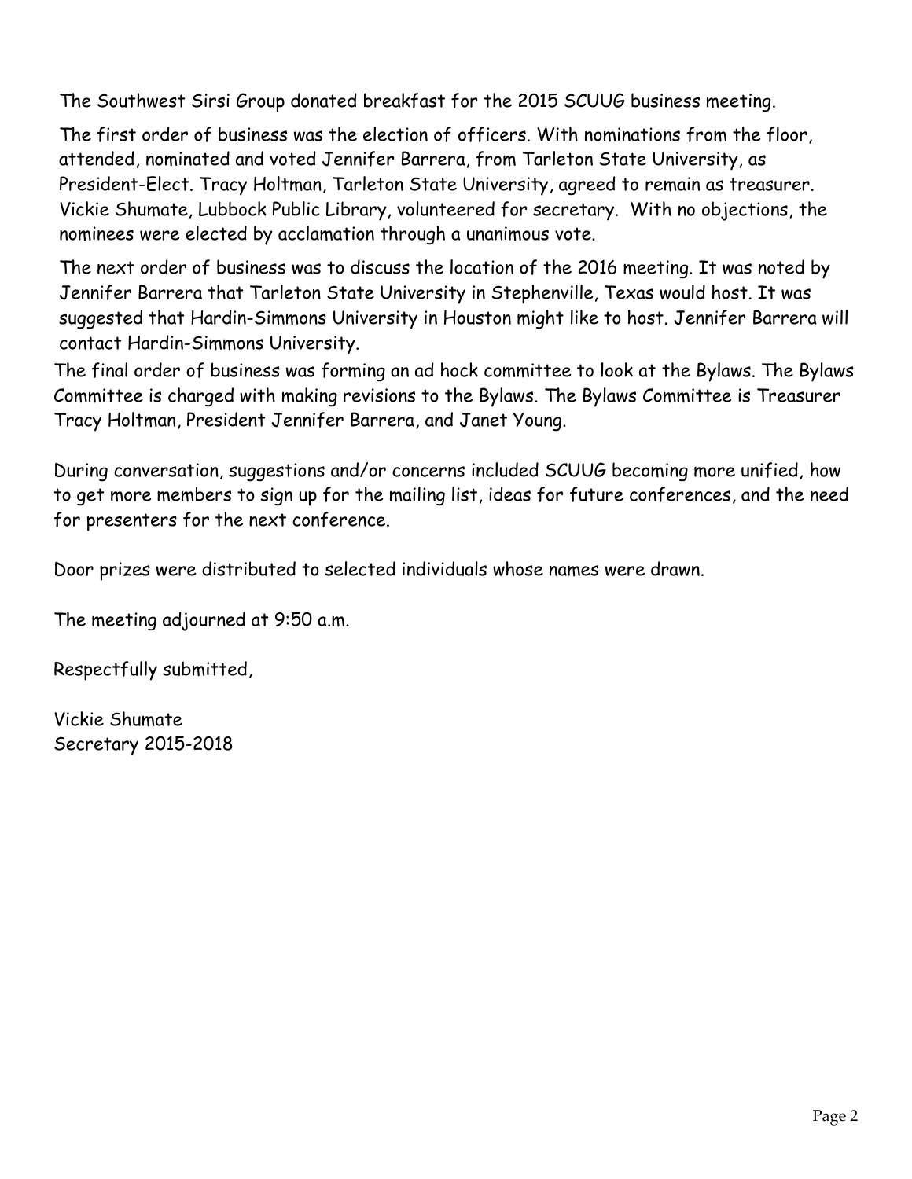The Southwest Sirsi Group donated breakfast for the 2015 SCUUG business meeting.

The first order of business was the election of officers. With nominations from the floor, attended, nominated and voted Jennifer Barrera, from Tarleton State University, as President-Elect. Tracy Holtman, Tarleton State University, agreed to remain as treasurer. Vickie Shumate, Lubbock Public Library, volunteered for secretary. With no objections, the nominees were elected by acclamation through a unanimous vote.

The next order of business was to discuss the location of the 2016 meeting. It was noted by Jennifer Barrera that Tarleton State University in Stephenville, Texas would host. It was suggested that Hardin-Simmons University in Houston might like to host. Jennifer Barrera will contact Hardin-Simmons University.

The final order of business was forming an ad hock committee to look at the Bylaws. The Bylaws Committee is charged with making revisions to the Bylaws. The Bylaws Committee is Treasurer Tracy Holtman, President Jennifer Barrera, and Janet Young.

During conversation, suggestions and/or concerns included SCUUG becoming more unified, how to get more members to sign up for the mailing list, ideas for future conferences, and the need for presenters for the next conference.

Door prizes were distributed to selected individuals whose names were drawn.

The meeting adjourned at 9:50 a.m.

Respectfully submitted,

Vickie Shumate
Secretary 2015-2018